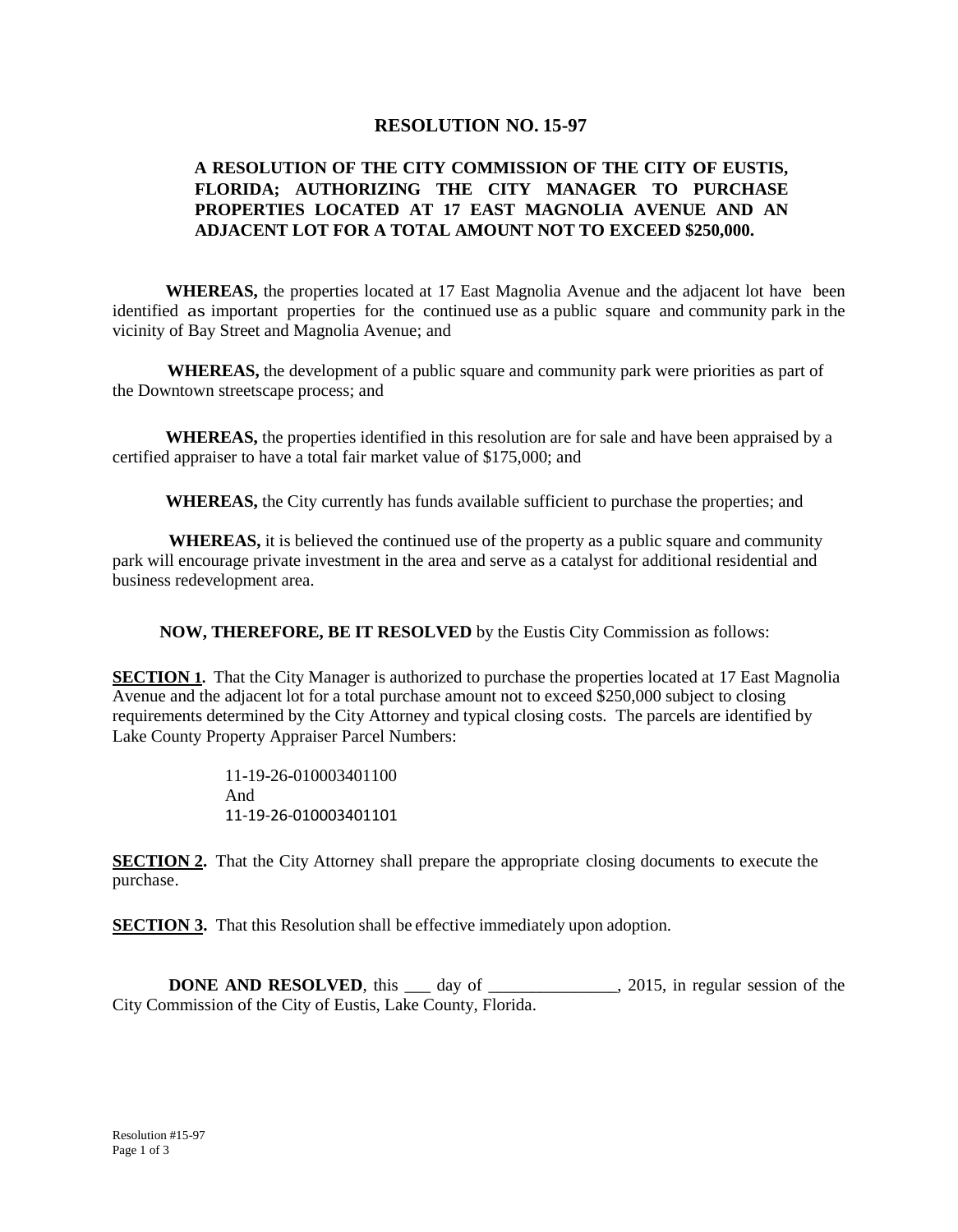# RESOLUTION NO. 15-97

## A RESOLUTION OF THE CITY COMMISSION OF THE CITY OF EUSTIS, FLORIDA; AUTHORIZING THE CITY MANAGER TO PURCHASE PROPERTIES LOCATED AT 17 EAST MAGNOLIA AVENUE AND AN ADJACENT LOT FOR A TOTAL AMOUNT NOT TO EXCEED $250,000.

**WHEREAS,** the properties located at 17 East Magnolia Avenue and the adjacent lot have been identified as important properties for the continued use as a public square and community park in the vicinity of Bay Street and Magnolia Avenue; and

**WHEREAS,** the development of a public square and community park were priorities as part of the Downtown streetscape process; and

**WHEREAS,** the properties identified in this resolution are for sale and have been appraised by a certified appraiser to have a total fair market value of $175,000; and

**WHEREAS,** the City currently has funds available sufficient to purchase the properties; and

**WHEREAS,** it is believed the continued use of the property as a public square and community park will encourage private investment in the area and serve as a catalyst for additional residential and business redevelopment area.

**NOW, THEREFORE, BE IT RESOLVED** by the Eustis City Commission as follows:

**SECTION 1.** That the City Manager is authorized to purchase the properties located at 17 East Magnolia Avenue and the adjacent lot for a total purchase amount not to exceed $250,000 subject to closing requirements determined by the City Attorney and typical closing costs. The parcels are identified by Lake County Property Appraiser Parcel Numbers:

11-19-26-010003401100
And
11-19-26-010003401101

**SECTION 2.** That the City Attorney shall prepare the appropriate closing documents to execute the purchase.

**SECTION 3.** That this Resolution shall be effective immediately upon adoption.

**DONE AND RESOLVED**, this ___ day of _______________, 2015, in regular session of the City Commission of the City of Eustis, Lake County, Florida.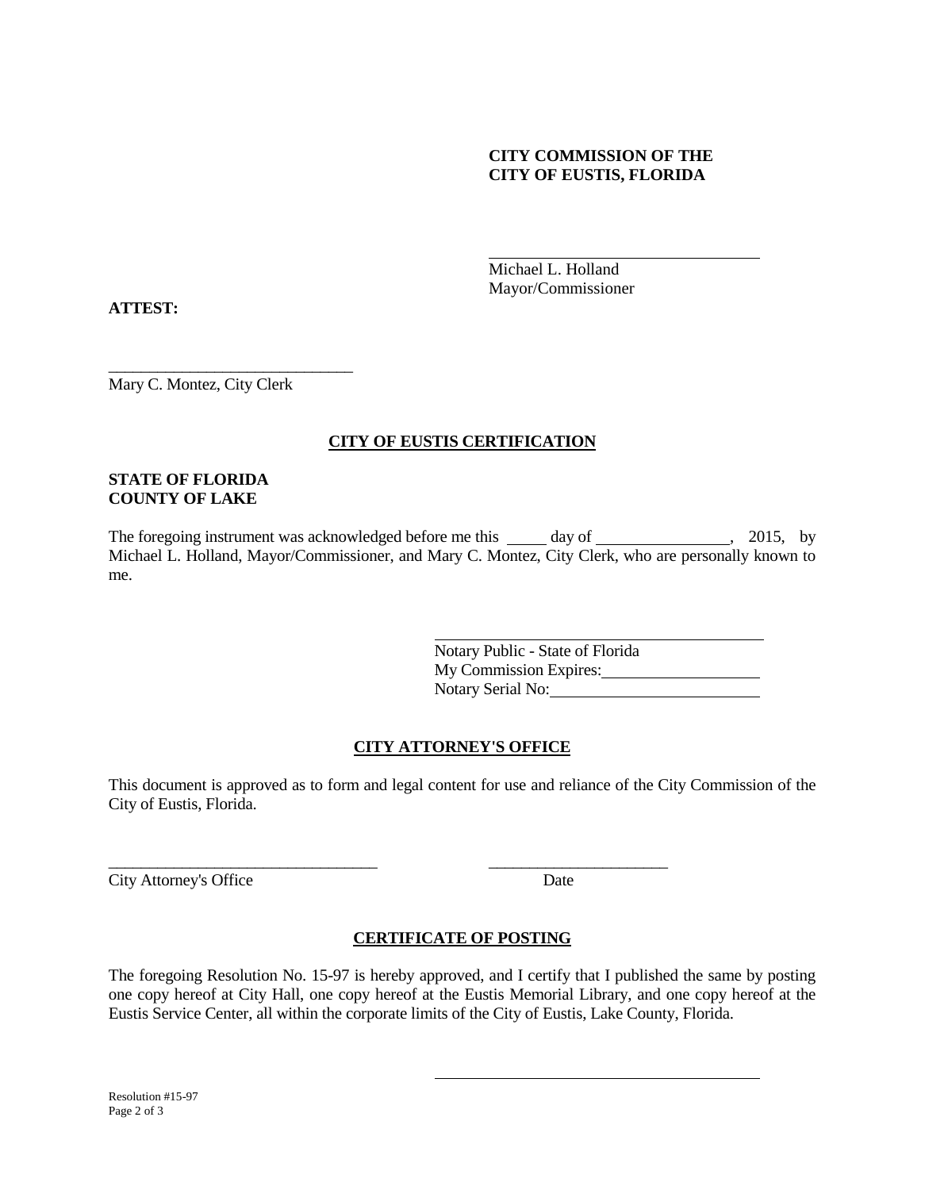**CITY COMMISSION OF THE**
**CITY OF EUSTIS, FLORIDA**

\_\_\_\_\_\_\_\_\_\_\_\_\_\_\_\_\_\_\_\_\_\_\_\_\_\_\_\_\_\_\_\_

Michael L. Holland
Mayor/Commissioner

**ATTEST:**

\_\_\_\_\_\_\_\_\_\_\_\_\_\_\_\_\_\_\_\_\_\_\_\_\_\_\_\_\_\_

Mary C. Montez, City Clerk

## CITY OF EUSTIS CERTIFICATION

**STATE OF FLORIDA**
**COUNTY OF LAKE**

The foregoing instrument was acknowledged before me this \_\_\_\_\_ day of \_\_\_\_\_\_\_\_\_\_\_\_\_\_\_\_, 2015, by Michael L. Holland, Mayor/Commissioner, and Mary C. Montez, City Clerk, who are personally known to me.

\_\_\_\_\_\_\_\_\_\_\_\_\_\_\_\_\_\_\_\_\_\_\_\_\_\_\_\_\_\_\_\_\_\_\_\_\_\_\_\_

Notary Public - State of Florida
My Commission Expires:\_\_\_\_\_\_\_\_\_\_\_\_\_\_\_\_\_\_\_\_
Notary Serial No:\_\_\_\_\_\_\_\_\_\_\_\_\_\_\_\_\_\_\_\_\_\_\_\_\_\_

## CITY ATTORNEY'S OFFICE

This document is approved as to form and legal content for use and reliance of the City Commission of the City of Eustis, Florida.

\_\_\_\_\_\_\_\_\_\_\_\_\_\_\_\_\_\_\_\_\_\_\_\_\_\_\_\_\_\_\_\_\_\_ \_\_\_\_\_\_\_\_\_\_\_\_\_\_\_\_\_\_\_\_\_\_\_

City Attorney's Office Date

## CERTIFICATE OF POSTING

The foregoing Resolution No. 15-97 is hereby approved, and I certify that I published the same by posting one copy hereof at City Hall, one copy hereof at the Eustis Memorial Library, and one copy hereof at the Eustis Service Center, all within the corporate limits of the City of Eustis, Lake County, Florida.

\_\_\_\_\_\_\_\_\_\_\_\_\_\_\_\_\_\_\_\_\_\_\_\_\_\_\_\_\_\_\_\_\_\_\_\_\_\_\_\_\_\_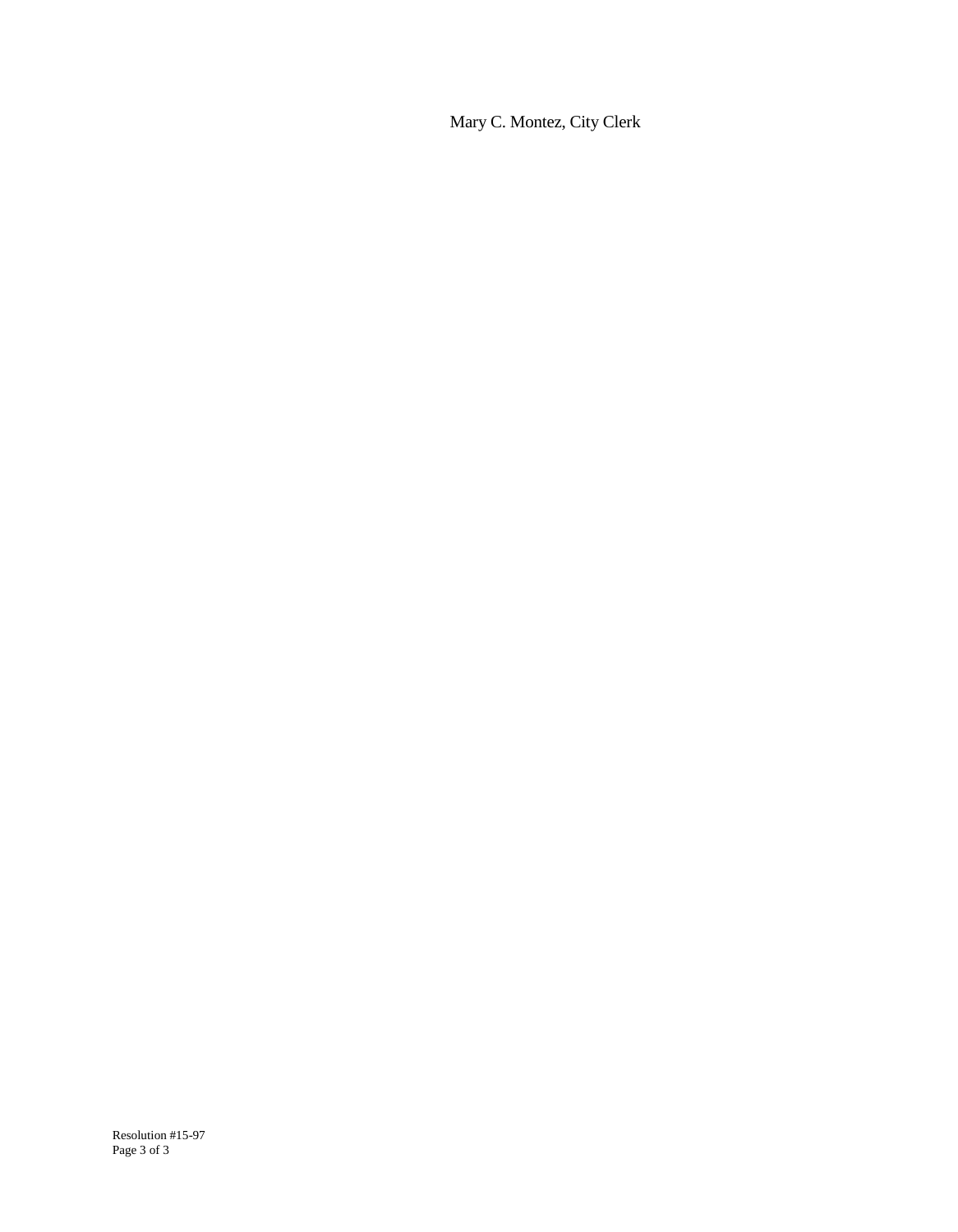Mary C. Montez, City Clerk